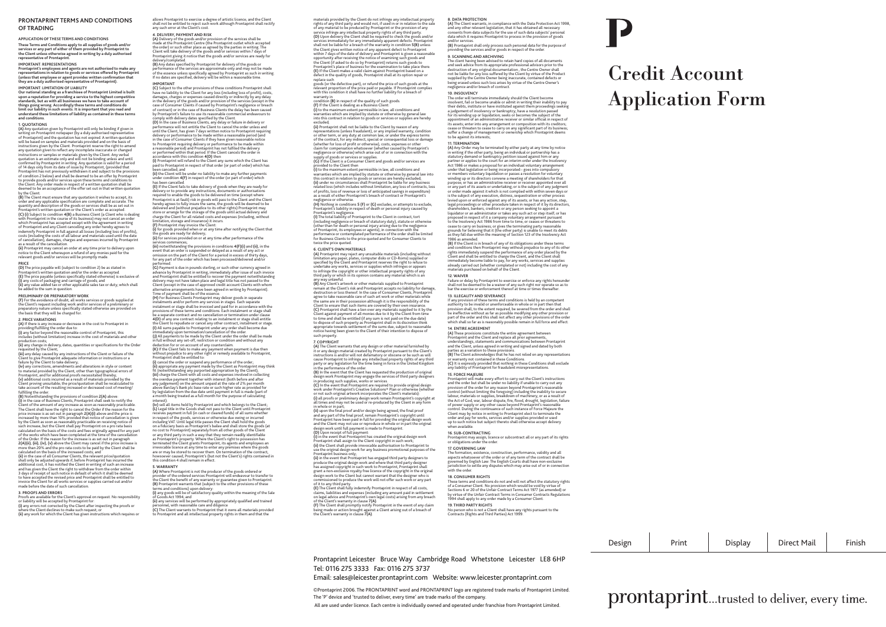# PRONTAPRINT TERMS AND CONDITIONS OF TRADING

## APPLICATION OF THESE TERMS AND CONDITIONS

**These Terms and Conditions apply to all supplies of goods and/or services or any part of either of them provided by Prontaprint to the Client unless otherwise agreed in writing by a duly authorised representative of Prontaprint.**

## IMPORTANT: REPRESENTATIONS

**Prontaprint's employees and agents are not authorised to make any representations in relation to goods or services offered by Prontaprint (unless that employee or agent provides written confirmation that they are a duly authorised representative of Prontaprint).**

## IMPORTANT: LIMITATION OF LIABILITY

**Our national standing as a franchisee of Prontaprint Limited is built upon a reputation for providing a service to the highest competitive standards, but as with all businesses we have to take account of things going wrong. Accordingly these terms and conditions do limit our liability in such events. It is important that you read and understand these limitations of liability as contained in these terms and conditions.**

## 1. QUOTATIONS

**(A)** Any quotation given by Prontaprint will only be binding if given in writing on Prontaprint notepaper (by a duly authorised representative of Prontaprint) and the quotation has not expired. A written quotation will be based on samples and materials provided and on the basis of instructions given by the Client. Prontaprint reserve the right to amend any quotation given to reflect any incomplete inaccurate or changed instructions or samples or materials given by the Client. Any verbal quotation is an estimate only and will not be binding unless and until confirmed by Prontaprint in writing. Any quotation is valid for a period of 14 days only from its date of issue by Prontaprint, (provided that Prontaprint has not previously withdrawn it and subject to the provisions of condition 2 below) and shall be deemed to be an offer by Prontaprint to provide goods and/or services upon these terms and conditions to the Client. Any order made in respect of a written quotation shall be deemed to be an acceptance of the offer set out in that written quotation by the Client.

**(B)** The Client must ensure that any quotation it wishes to accept, its order and any applicable specification are complete and accurate. The quantity and description of the goods or services shall be as set out in Prontaprint's written quotation or the Client's order as accepted.

**(C) (i)** Subject to condition **4(B)** a Business Client (a Client who is dealing with Prontaprint in the course of its business) may not cancel an order which Prontaprint has accepted except with the agreement in writing of Prontaprint and any Client cancelling any order hereby agrees to indemnify Prontaprint in full against all losses (including loss of profits), costs (including the costs of all labour and materials used until the date of cancellation), damages, charges and expenses incurred by Prontaprint as a result of the cancellation.

**(ii)** Prontaprint may cancel an order at any time prior to delivery upon notice to the Client whereupon a refund of any monies paid for the relevant goods and/or services will be promptly made.

## PRICE

**(D)** The price payable will (subject to condition 2) be as stated in Prontaprint's written quotation and/or the order as accepted.

**(E)** The price payable (unless specifically stated otherwise) is exclusive of:
**(i)** any costs of packaging and carriage of goods; and
**(ii)** any value added tax or other applicable sales tax or duty; which shall be added to the sum in question.

## PRELIMINARY OR PREPARATORY WORK

**(F)** For the avoidance of doubt, all work services or goods supplied at the Client's request including work and/or services of a preliminary or preparatory nature unless specifically stated otherwise are provided on the basis that they will be charged for.

## 2. PRICE VARIATIONS

**(A)** If there is any increase or decrease in the cost to Prontaprint in providing/fulfilling the order due to:
**(i)** any factor beyond the reasonable control of Prontaprint; this includes (without limitation) increase in the cost of materials and other production costs;
**(ii)** any change in delivery, dates, quantities or specifications for the Order requested by the Client;
**(iii)** any delay caused by any instructions of the Client or failure of the Client to give Prontaprint adequate information or instructions or a failure by the Client to take delivery;
**(iv)** any corrections, amendments and alterations in style or content to material provided by the Client, other than typographical errors of Prontaprint, and for additional proofs necessitated thereby;
**(v)** additional costs incurred as a result of materials provided by the Client proving unsuitable; the price/quotation shall be recalculated to take account of the resulting increased or decreased cost of meeting/fulfilling the order.

**(B)** Notwithstanding the provisions of condition **2(A)** above:
**(i)** in the case of Business Clients, Prontaprint shall seek to notify the Client of the amount of any increase as soon as reasonably practicable. The Client shall have the right to cancel the Order if the reason for the price increase is as set out in paragraph **2(A)(i)** above and the price is increased by more than 10% provided that notice of cancellation is given by the Client as soon as reasonably practicable on receiving notice of such increase, but the Client shall pay Prontaprint on a pro rata basis calculated on the basis of the costs and fees originally agreed for any part of the works which have been completed at the time of the cancellation of the Order. If the reason for the increase is as set out in paragraph **2(A)(ii), (iii), (iv), (v)** above the Client may cancel if the price increase is more than 20% and the pro rata costs to be paid by the Client shall be calculated on the basis of the increased costs; and
**(ii)** in the case of all Consumer Clients, the relevant price/quotation shall only be adjusted upwards if, before Prontaprint has incurred the additional cost, it has notified the Client in writing of such an increase and has given the Client the right to withdraw from the order within 3 days of receipt of such notice in default of which it shall be deemed to have accepted the revised price and Prontaprint shall be entitled to invoice the Client for all works services or supplies carried out and/or made before the date of such cancellation.

## 3. PROOFS AND ERRORS

Proofs are available for the Client's approval on request. No responsibility or liability will be accepted by Prontaprint for:
**(i)** any errors not corrected by the Client after inspecting the proofs or where the Client declines to make such request; or
**(ii)** any work for which the Client has given instructions which requires or allows Prontaprint to exercise a degree of artistic licence; and the Client shall not be entitled to reject such work although Prontaprint shall rectify any such error at the Client's cost.

## 4. DELIVERY, PAYMENT AND RISK

**(A)** Delivery of the goods and/or provision of the services shall be made at the Prontaprint Centre (the Prontaprint outlet which accepted the order) or such other place as agreed by the parties in writing. The Client will take delivery of the goods and/or services within 7 days of Prontaprint giving it notice that the goods and/or services are ready for delivery/completed.

**(B)** Any dates specified by Prontaprint for delivery of the goods or performance of the services are approximate only and may not be made of the essence unless specifically agreed by Prontaprint as such in writing. If no dates are specified, delivery will be within a reasonable time.

## IMPORTANT

**(C)** Subject to the other provisions of these conditions Prontaprint shall have no liability to the Client for any loss (including loss of profit), costs, damages, charges or expenses caused directly or indirectly by any delay in the delivery of the goods and/or provision of the services (except in the case of Consumer Clients if caused by Prontaprint's negligence or breach of contract) or in the case of Business Clients the delay has been caused by Prontaprint's failure to use its reasonable commercial endeavours to comply with delivery dates specified by the Client.

**(D)** In the case of Business Clients, any delay or failure in delivery or performance will not entitle the Client to cancel the order unless and until the Client, has given 7 days written notice to Prontaprint requiring delivery or performance to be made within a reasonable period (and in the case of Consumer Clients if they have given reasonable notice to Prontaprint requiring delivery or performance to be made within a reasonable period) and Prontaprint has not fulfilled the delivery or performed within that period. If the Client cancels the order in accordance with this condition **4(D)** then:
**(i)** Prontaprint will refund to the Client any sums which the Client has paid to Prontaprint in respect of that order (or part of order) which has been cancelled; and
**(ii)** the Client will be under no liability to make any further payments under condition **4(F)** in respect of the order (or part of order) which has been cancelled.

**(E)** If the Client fails to take delivery of goods when they are ready for delivery or to provide any instructions, documents or authorisations required to enable the goods to be delivered on time (except where Prontaprint is at fault) risk in goods will pass to the Client and the Client hereby agrees to fully insure the same, the goods will be deemed to be delivered and (without prejudice to its other rights) Prontaprint may store or arrange for the storage of the goods until actual delivery and charge the Client for all related costs and expenses (including, without limitation, storage and insurance) it incurs.

**(F)** Prontaprint may invoice the Client:
**(i)** for goods provided when or at any time after notifying the Client that the goods are ready for delivery;
**(ii)** for services provided on or at any time after performance of the services commences;
**(iii)** notwithstanding the provisions in conditions **4(F)(i)** and **(ii)**, in the event that an order is suspended or delayed as a result of any act or omission on the part of the Client for a period in excess of thirty days, for any part of the order which has been processed/delivered and/or performed.

**(G)** Payment is due in pounds sterling, or such other currency agreed in advance by Prontaprint in writing, immediately after issue of such invoice and Prontaprint shall be entitled to recover the payment notwithstanding delivery may not have taken place and legal title has not passed to the Client (except in the case of approved credit account Clients with whom alternative arrangements have been agreed in writing by Prontaprint). Time of payment shall be of the essence.

**(H)** For Business Clients Prontaprint may deliver goods in separate instalments and/or perform any services in stages. Each separate instalment or stage shall be invoiced and paid for in accordance with the provisions of these terms and conditions. Each instalment or stage shall be a separate contract and no cancellation or termination under clause **4(D)** of any one contract relating to an instalment or stage shall entitle the Client to repudiate or cancel any other contract, instalment or stage.

**(I)** All sums payable to Prontaprint under any order shall become due immediately upon termination/cancellation of the order.

**(J)** All payments to be made by the Client under the order shall be made in full without any set-off, restriction or condition and without any deduction for or on account of any counterclaim.

**(K)** If the Client fails to make any payment when payment is due then without prejudice to any other right or remedy available to Prontaprint, Prontaprint shall be entitled to:
**(i)** cancel the order or suspend any performance of the order;
**(ii)** appropriate any payment made by the Client as Prontaprint may think fit (notwithstanding any purported appropriation by the Client);
**(iii)** charge the Client with all costs and expenses involved in collecting the overdue payment together with interest (both before and after any judgement) on the amount unpaid at the rate of 2% per month above Barclay's Bank plc base rate or such higher rate as provided for by legislation from the due date until payment in full is made (part of a month being treated as a full month for the purpose of calculating interest);
**(iv)** sell all items held by Prontaprint and which belongs to the Client;

**(L)** Legal title in the Goods shall not pass to the Client until Prontaprint receives payment in full (in cash or cleared funds) of all sums whether in respect of the goods, services or otherwise due owing or incurred including VAT. Until legal title passes the Client shall hold the goods on a fiduciary basis as Prontaprint's bailee and shall store the goods (at no cost to Prontaprint) separately from all other goods of the Client or any third party in such a way that they remain readily identifiable as Prontaprint's property. Where the Client's right to possession has terminated the Client grants Prontaprint, its agents and employees an irrevocable licence at any time to enter any premises where the goods are or may be stored to recover them. On termination of the contract, howsoever caused, Prontaprint's (but not the Client's) rights contained in this condition 4 shall remain in effect.

## 5. WARRANTY

**(A)** Where Prontaprint is not the producer of the goods ordered or provider of the ordered services Prontaprint will endeavour to transfer to the Client the benefit of any warranty or guarantee given to Prontaprint.

**(B)** Prontaprint warrants that (subject to the other provisions of these terms and conditions) upon delivery:
**(i)** any goods will be of satisfactory quality within the meaning of the Sale of Goods Act 1994; and
**(ii)** any services will be performed by appropriately qualified and trained personnel, with reasonable care and diligence.

**(C)** The Client warrants to Prontaprint that it owns all materials provided to Prontaprint and all intellectual property rights in them and that the materials provided by the Client do not infringe any intellectual property rights of any third party and would not, if used in or in relation to the sale of any material to be produced by Prontaprint or the provision of any service infringe any intellectual property rights of any third party.

**(D)** Upon delivery the Client shall be required to check the goods and/or services immediately for any immediately apparent defects. Prontaprint shall not be liable for a breach of the warranty in condition **5(B)** unless the Client gives written notice of any apparent defect to Prontaprint within 7 days of the date of delivery and Prontaprint is given a reasonable opportunity after receiving the notice of examining such goods and the Client (if asked to do so by Prontaprint) returns such goods to Prontaprint's place of business for the examination to take place there.

**(E)** If the Client makes a valid claim against Prontaprint based on a defect in the quality of goods, Prontaprint shall at its option repair or replace such goods (or the defective part), or refund the price of such goods at the relevant proportion of the price paid or payable. If Prontaprint complies with this condition it shall have no further liability for a breach of warranty in condition **(B)** in respect of the quality of such goods.

**(F)** If the Client is dealing as a Business Client:
**(i)** to the maximum extent permissible in law, all conditions and warranties which are implied by statute or otherwise by general law into this contract in relation to goods or services or supplies are hereby excluded;
**(ii)** Prontaprint shall not be liable to the Client by reason of any representations (unless fraudulent), or any implied warranty, condition or other term, or any duty at common law, or under the express terms of the contract, for any indirect, special or consequential loss or damage (whether for loss of profit or otherwise), costs, expenses or other claim for compensation whatsoever (whether caused by Prontaprint's negligence or otherwise) which arise out of or in connection with the supply of goods or services or supplies.

**(G)** If the Client is a Consumer Client and goods and/or services are provided to the Client then:
**(i)** to the maximum extent permissible in law, all conditions and warranties which are implied by statute or otherwise by general law into this contract in relation to goods or services are hereby excluded;
**(ii)** under no circumstances shall Prontaprint be liable for any business related loss (which includes without limitation, any loss of contracts, loss of profits, loss of revenue or loss of anticipated savings in expenditure) as a result of either Prontaprint's breach of contract or Prontaprint's negligence or otherwise.

**(H)** Nothing in conditions **5 (F)** or **(G)** excludes, or attempts to exclude, Prontaprint's liability in respect of death or personal injury caused by Prontaprint's negligence.

**(I)** The total liability of Prontaprint to the Client in contract, tort (including negligence or breach of statutory duty), statute or otherwise (other than for death or personal injury arising due to the negligence of Prontaprint, its employees or agents), in connection with the performance or contemplated performance of the order shall be limited for Business Clients to the price quoted and for Consumer Clients to twice the price quoted.

## 6. CLIENT'S OWN MATERIALS

**(A)** Prontaprint may reject any unsuitable materials (including without limitation any paper, plates, computer disks or CD-Roms) supplied or specified by the Client and Prontaprint reserves the right to refuse to undertake any works, services or supplies which infringes or appears to infringe the copyright or other intellectual property rights of any third party or which in its opinion contains any material which is an any way unlawful.

**(B)** Any Client's artwork or other materials supplied to Prontaprint remain at the Client's risk and Prontaprint accepts no liability for damage, destruction or loss thereof. In the case of Consumer Clients, Prontaprint agree to take reasonable care of such art work or other materials while the same are in their possession although it is the responsibility of the Client to ensure that such items are covered by their own insurance.

**(C)** Prontaprint shall have a lien over any materials supplied to it by the Client against payment of all monies due to it by the Client from time to time and shall be entitled (if any sum is not paid on the due date) to dispose of such property as Prontaprint shall in its discretion think appropriate towards settlement of the sums due, subject to reasonable notice having been given to the Client of their intention to dispose of such property.

## 7. COPYRIGHT

**(A)** The Client warrants that any design or other material furnished by it or any design material created by Prontaprint pursuant to the Client's instructions is and/or will not defamatory or obscene or be such as will cause Prontaprint to infringe any intellectual property rights of any third party or any legislation for the time being in force in the United Kingdom in the performance of the order.

**(B)** In the event that the Client has requested the production of original design work Prontaprint may engage the services of third party designers in producing such supplies or services.

**(C)** In the event that Prontaprint are required to provide original design work under Prontaprint's Creative Solutions® Plan or otherwise (whether or not such original artwork incorporates the Client's materials):
**(i)** all proofs or preliminary design work remain Prontaprint's copyright at all times and may not be used or re-produced by the Client in any form in whole or in part;
**(ii)** upon the final proof and/or design being agreed, the final proof and any part of the final proof, remain Prontaprint's copyright until Prontaprint have been paid in full for providing the original design work and the Client may not use or reproduce in whole or in part the original design work until full payment is made to Prontaprint.

**(D)** Upon receipt of full payment:
**(i)** in the event that Prontaprint has created the original design work Prontaprint shall assign to the Client copyright in such work;
**(ii)** the Client shall provide irrevocable authorisation to Prontaprint to use the original design work for any business promotional purposes of the Prontaprint business only;
**(iii)** in the event that Prontaprint has engaged third party designers to produce the original design work and where that third party designer has assigned copyright in such work to Prontaprint, Prontaprint shall grant a non-exclusive royalty free licence of the copyright in the original design work to the Client but cannot warrant that the designer who is commissioned to produce the work will not offer such work or any part of it to any third party.

**(E)** The Client shall fully indemnify Prontaprint in respect of all costs, claims, liabilities and expenses (including any amount paid in settlement on legal advice and Prontaprint's own legal costs) arising from any breach of the Client's warranty in clause **7(A)**.

**(F)** The Client shall promptly notify Prontaprint in the event of any claim being made or action brought against a Client arising out of a breach of the Client's warranty in clause **7(A)**.

## 8. DATA PROTECTION

**(A)** The Client warrants, in compliance with the Data Protection Act 1998, and any other relevant legislation, that it has obtained all necessary consents from data subjects for the use of such data subjects' personal data which it requires Prontaprint to process in the provision of goods and/or services.

**(B)** Prontaprint shall only process such personal data for the purpose of providing the services and/or goods in respect of the order.

## 9. SCANNING AND ARCHIVING

The Client having been advised to retain hard copies of all documents and seek advice from its appropriate professional advisors prior to the destruction of any original documentation, the Centre Owner shall not be liable for any loss suffered by the Client by virtue of the Product supplied by the Centre Owner being inaccurate, contained defects or being erased unless such loss arises by virtue of the Centre Owner's negligence and/or breach of contract.

## 10. INSOLVENCY

The order will terminate immediately should the Client become insolvent, fail or become unable or admit in writing their inability to pay their debts, institute or have instituted against them proceedings seeking a judgement of insolvency or bankruptcy; have a resolution passed for its winding up or liquidation; seek or become the subject of the appointment of an administrative receiver or similar official in respect of its assets; enter into any arrangement or composition with its creditors; cease or threaten to cease to carry on any significant part of its business; suffer a change of management or ownership which Prontaprint deems to be against its interests;

## 11. TERMINATION

**(A)** Any Order may be terminated by either party at any time by notice in writing if the other party, being an individual or partnership has a statutory demand or bankruptcy petition issued against him or any partner or applies to the court for an interim order under the Insolvency Act 1986 or makes a proposal for an individual voluntary arrangement under that legislation or being incorporated - goes into compulsory or members voluntary liquidation or passes a resolution for voluntary winding up or its directors convene a meeting of shareholders for that purpose; or has an administrative receiver or receiver appointed over all or any part of its assets or undertaking; or is the subject of any judgment or order made against it which is not complied with within seven days or is the subject of any execution, distress, sequestration or other process levied upon or enforced against any of its assets; or has any action, step, legal proceedings or other procedure taken in respect of it by its directors, shareholders, bankers, creditors or any person seeking to appoint a liquidator or an administrator or takes any such act or step itself; or has proposed in respect of it a company voluntary arrangement pursuant to the Insolvency Act 1986 from time to time; or ceases or threatens to cease to carry on business; or gives the terminating party reasonable grounds for believing that it (the other party) is unable to meet its debts as they fall due within the meaning of Section 123 of the Insolvency Act 1986 as amended.

**(B)** If the Client is in breach of any of its obligations under these terms and conditions then Prontaprint may without prejudice to any of its other rights immediately suspend the performance of any order placed by the Client and shall be entitled to charge the Client, and the Client shall immediately become liable to pay, for any works, services and supplies already carried out (whether completed or not) including the cost of any materials purchased on behalf of the Client.

## 12. WAIVER

Failure or delay by Prontaprint to exercise or enforce any rights hereunder shall not be deemed to be a waiver of any such right nor operate so as to bar the exercise or enforcement thereof at time or times thereafter.

## 13. ILLEGALITY AND SEVERANCE

If any provision of these terms and conditions is held by an competent authority to be invalid or unenforceable in whole or in part then that provision shall, to the extent required, be severed from the order and shall be ineffective without as far as possible modifying any other provision or part of the order and this shall not affect any other provisions of the order which shall so far as is reasonably possible remain in full force and effect.

## 14. ENTIRE AGREEMENT

**(A)** These provisions constitute the entire agreement between Prontaprint and the Client and replace all prior agreements, understandings, statements and communications between Prontaprint and the Client, unless agreed in writing and signed and dated by both parties as a variation to these provisions.

**(B)** The Client acknowledges that he has not relied on any representations or warranty not contained in these Conditions.

**(C)** It is expressly provided that nothing in these Conditions shall exclude any liability of Prontaprint for fraudulent misrepresentations.

## 15. FORCE MAJEURE

Prontaprint will make every effort to carry out the Client's instructions and the order but shall be under no liability if unable to carry out any provision of the order for any reason beyond Prontaprint's reasonable control (without limiting the foregoing) including the inability to secure labour, materials or supplies, breakdown of machinery, or as a result of the Act of God, war, labour dispute, fire, flood, drought, legislation, failure of power supply or any other cause beyond Prontaprint's reasonable control. During the continuance of such instance of Force Majeure the Client may by notice in writing to Prontaprint elect to terminate the order and pay for works, services and/or supplies provided or used up to such notice but subject thereto shall otherwise accept delivery when available.

## 16. SUB-CONTRACTING

Prontaprint may assign, licence or subcontract all or any part of its rights or obligations under the order.

## 17. GOVERNING LAW

The formation, existence, construction, performance, validity and all aspects whatsoever of the order or of any term of the contract shall be governed by English Law. The English Courts shall have non-exclusive jurisdiction to settle any disputes which may arise out of or in connection with the order.

## 18. CONSUMER RIGHTS

These terms and conditions do not and will not affect the statutory rights of a Consumer Client. No provision which would be void by virtue of Sections 6 or 20 of the Unfair Contract Terms Act 1977 (as amended) or by virtue of the Unfair Contract Terms in Consumer Contracts Regulations 1994 shall apply to any order made by a Consumer Client.

## 19. THIRD PARTY RIGHTS

No person who is not a Client shall have any rights pursuant to the Contracts (Rights and Third Parties) Act 1999.

# Credit Account Application Form

Design | Print | Display | Direct Mail | Finish

Prontaprint Leicester Bruce Way Cambridge Road Whetstone Leicester LE8 6HP
Tel: 0116 275 3333 Fax: 0116 275 3737
Email: sales@leicester.prontaprint.com Website: www.leicester.prontaprint.com

©Prontaprint 2006. The PRONTAPRINT word and PRONTAPRINT logo are registered trade marks of Prontaprint Limited. The 'P' device and 'trusted to deliver, every time' are trade marks of the company.
All are used under licence. Each centre is individually owned and operated under franchise from Prontaprint Limited.

prontaprint...trusted to deliver, every time.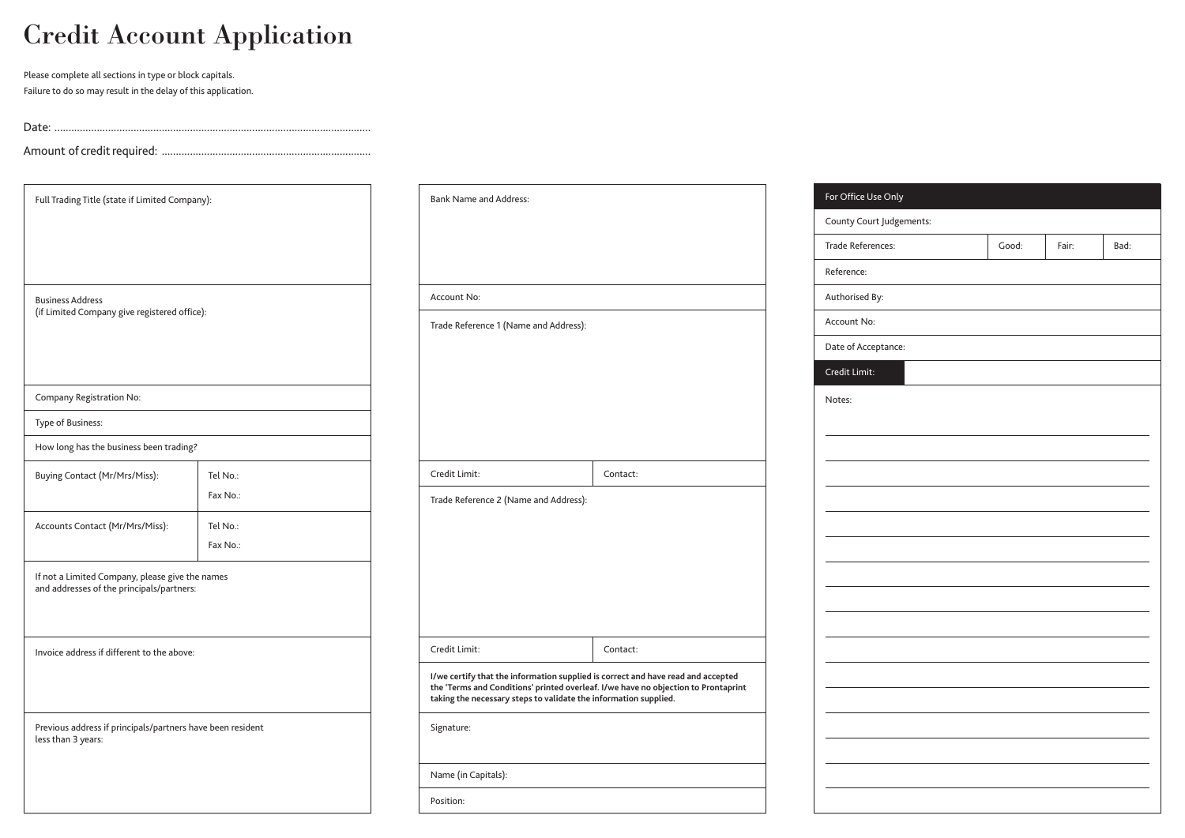# Credit Account Application

Please complete all sections in type or block capitals.
Failure to do so may result in the delay of this application.

Date: ..............................................................................................................

Amount of credit required: ........................................................................

| | |
|---|---|
| Full Trading Title (state if Limited Company): | |
| Business Address (if Limited Company give registered office): | |
| Company Registration No: | |
| Type of Business: | |
| How long has the business been trading? | |
| Buying Contact (Mr/Mrs/Miss): | Tel No.: Fax No.: |
| Accounts Contact (Mr/Mrs/Miss): | Tel No.: Fax No.: |
| If not a Limited Company, please give the names and addresses of the principals/partners: | |
| Invoice address if different to the above: | |
| Previous address if principals/partners have been resident less than 3 years: | |

| | |
|---|---|
| Bank Name and Address: | |
| Account No: | |
| Trade Reference 1 (Name and Address): | |
| Credit Limit: | Contact: |
| Trade Reference 2 (Name and Address): | |
| Credit Limit: | Contact: |

**I/we certify that the information supplied is correct and have read and accepted the 'Terms and Conditions' printed overleaf. I/we have no objection to Prontaprint taking the necessary steps to validate the information supplied.**

| | |
|---|---|
| Signature: | |
| Name (in Capitals): | |
| Position: | |

| For Office Use Only | | | |
|---|---|---|---|
| County Court Judgements: | | | |
| Trade References: | Good: | Fair: | Bad: |
| Reference: | | | |
| Authorised By: | | | |
| Account No: | | | |
| Date of Acceptance: | | | |
| Credit Limit: | | | |
| Notes: | | | |